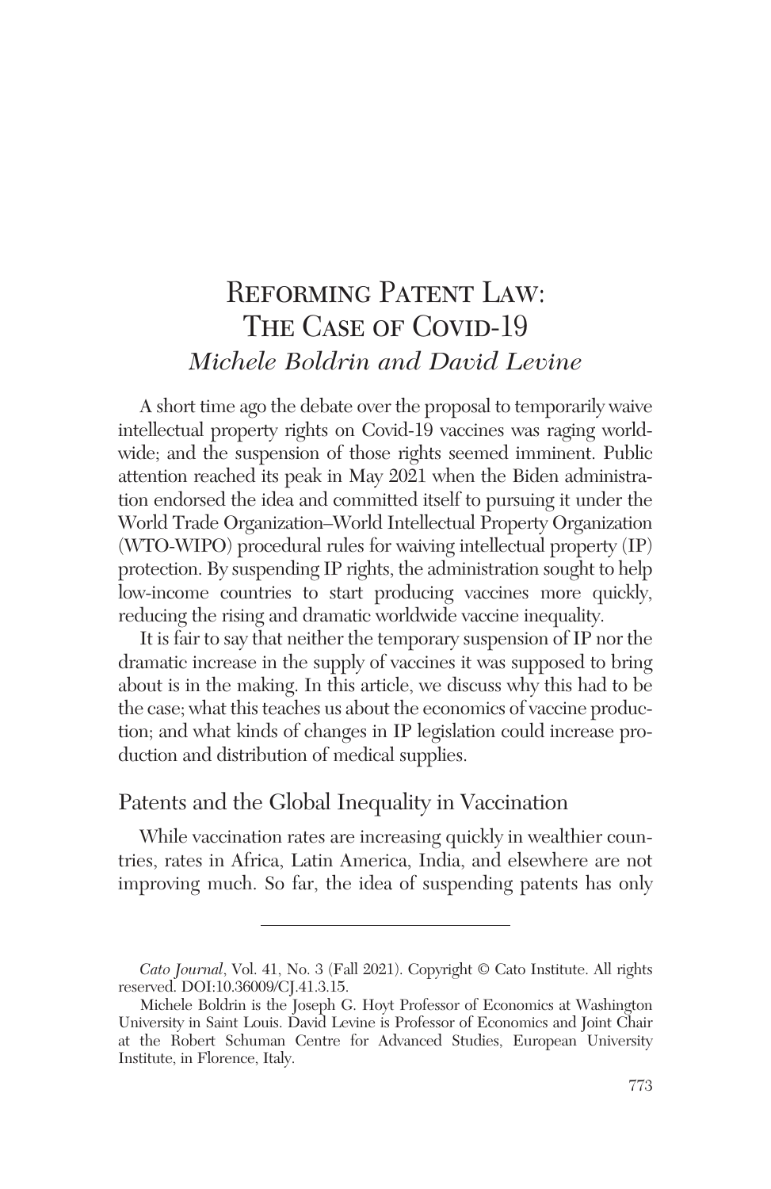# Reforming Patent Law: The Case of Covid-19

*Michele Boldrin and David Levine*

A short time ago the debate over the proposal to temporarily waive intellectual property rights on Covid-19 vaccines was raging worldwide; and the suspension of those rights seemed imminent. Public attention reached its peak in May 2021 when the Biden administration endorsed the idea and committed itself to pursuing it under the World Trade Organization–World Intellectual Property Organization (WTO-WIPO) procedural rules for waiving intellectual property (IP) protection. By suspending IP rights, the administration sought to help low-income countries to start producing vaccines more quickly, reducing the rising and dramatic worldwide vaccine inequality.

It is fair to say that neither the temporary suspension of IP nor the dramatic increase in the supply of vaccines it was supposed to bring about is in the making. In this article, we discuss why this had to be the case; what this teaches us about the economics of vaccine production; and what kinds of changes in IP legislation could increase production and distribution of medical supplies.

## Patents and the Global Inequality in Vaccination

While vaccination rates are increasing quickly in wealthier countries, rates in Africa, Latin America, India, and elsewhere are not improving much. So far, the idea of suspending patents has only

---

*Cato Journal*, Vol. 41, No. 3 (Fall 2021). Copyright © Cato Institute. All rights reserved. DOI:10.36009/CJ.41.3.15.

Michele Boldrin is the Joseph G. Hoyt Professor of Economics at Washington University in Saint Louis. David Levine is Professor of Economics and Joint Chair at the Robert Schuman Centre for Advanced Studies, European University Institute, in Florence, Italy.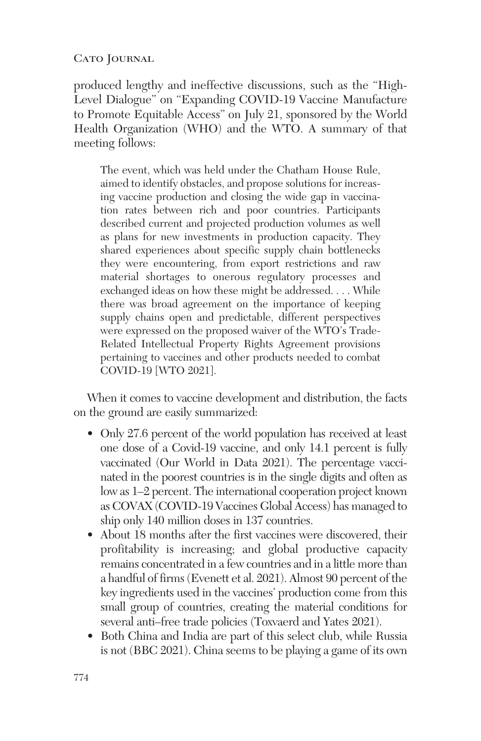produced lengthy and ineffective discussions, such as the "High-Level Dialogue" on "Expanding COVID-19 Vaccine Manufacture to Promote Equitable Access" on July 21, sponsored by the World Health Organization (WHO) and the WTO. A summary of that meeting follows:

> The event, which was held under the Chatham House Rule, aimed to identify obstacles, and propose solutions for increasing vaccine production and closing the wide gap in vaccination rates between rich and poor countries. Participants described current and projected production volumes as well as plans for new investments in production capacity. They shared experiences about specific supply chain bottlenecks they were encountering, from export restrictions and raw material shortages to onerous regulatory processes and exchanged ideas on how these might be addressed. . . . While there was broad agreement on the importance of keeping supply chains open and predictable, different perspectives were expressed on the proposed waiver of the WTO's Trade-Related Intellectual Property Rights Agreement provisions pertaining to vaccines and other products needed to combat COVID-19 [WTO 2021].

When it comes to vaccine development and distribution, the facts on the ground are easily summarized:

- Only 27.6 percent of the world population has received at least one dose of a Covid-19 vaccine, and only 14.1 percent is fully vaccinated (Our World in Data 2021). The percentage vaccinated in the poorest countries is in the single digits and often as low as 1–2 percent. The international cooperation project known as COVAX (COVID-19 Vaccines Global Access) has managed to ship only 140 million doses in 137 countries.
- About 18 months after the first vaccines were discovered, their profitability is increasing; and global productive capacity remains concentrated in a few countries and in a little more than a handful of firms (Evenett et al. 2021). Almost 90 percent of the key ingredients used in the vaccines' production come from this small group of countries, creating the material conditions for several anti–free trade policies (Toxvaerd and Yates 2021).
- Both China and India are part of this select club, while Russia is not (BBC 2021). China seems to be playing a game of its own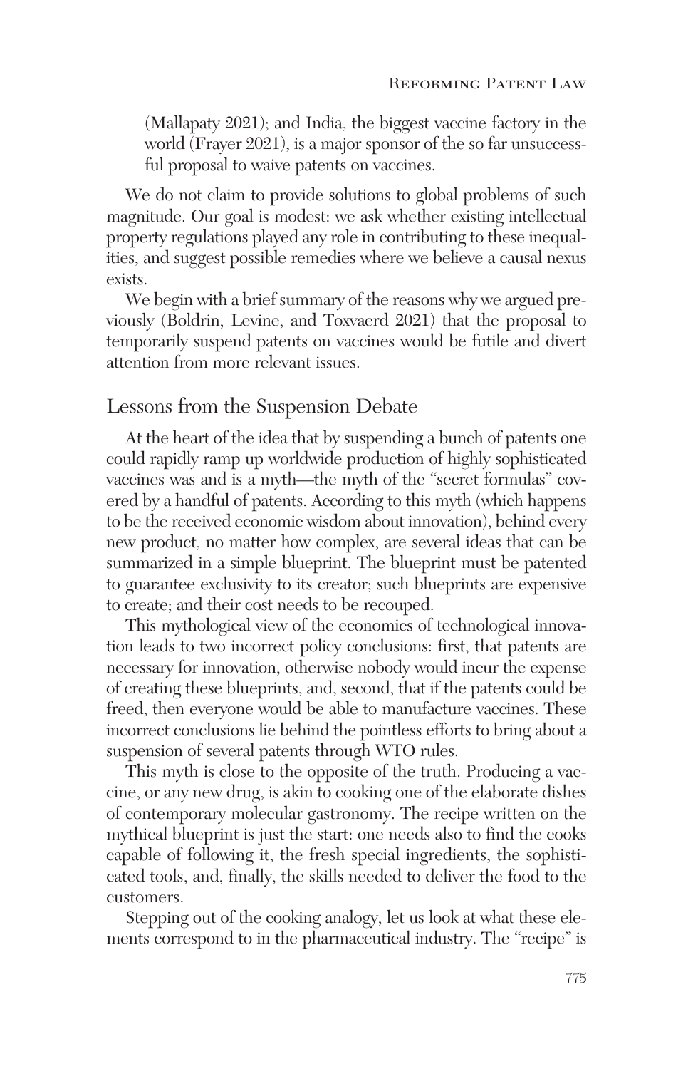(Mallapaty 2021); and India, the biggest vaccine factory in the world (Frayer 2021), is a major sponsor of the so far unsuccessful proposal to waive patents on vaccines.

We do not claim to provide solutions to global problems of such magnitude. Our goal is modest: we ask whether existing intellectual property regulations played any role in contributing to these inequalities, and suggest possible remedies where we believe a causal nexus exists.

We begin with a brief summary of the reasons why we argued previously (Boldrin, Levine, and Toxvaerd 2021) that the proposal to temporarily suspend patents on vaccines would be futile and divert attention from more relevant issues.

## Lessons from the Suspension Debate

At the heart of the idea that by suspending a bunch of patents one could rapidly ramp up worldwide production of highly sophisticated vaccines was and is a myth—the myth of the "secret formulas" covered by a handful of patents. According to this myth (which happens to be the received economic wisdom about innovation), behind every new product, no matter how complex, are several ideas that can be summarized in a simple blueprint. The blueprint must be patented to guarantee exclusivity to its creator; such blueprints are expensive to create; and their cost needs to be recouped.

This mythological view of the economics of technological innovation leads to two incorrect policy conclusions: first, that patents are necessary for innovation, otherwise nobody would incur the expense of creating these blueprints, and, second, that if the patents could be freed, then everyone would be able to manufacture vaccines. These incorrect conclusions lie behind the pointless efforts to bring about a suspension of several patents through WTO rules.

This myth is close to the opposite of the truth. Producing a vaccine, or any new drug, is akin to cooking one of the elaborate dishes of contemporary molecular gastronomy. The recipe written on the mythical blueprint is just the start: one needs also to find the cooks capable of following it, the fresh special ingredients, the sophisticated tools, and, finally, the skills needed to deliver the food to the customers.

Stepping out of the cooking analogy, let us look at what these elements correspond to in the pharmaceutical industry. The "recipe" is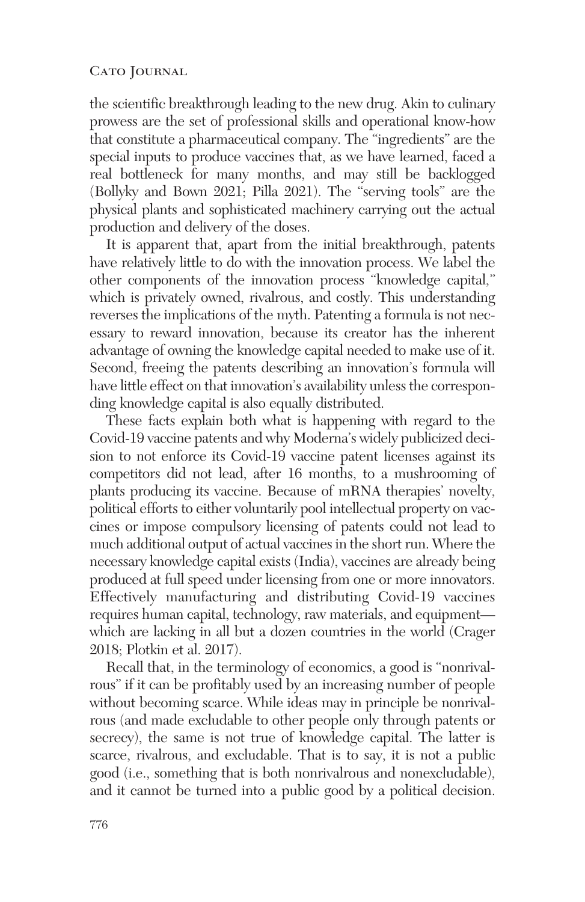the scientific breakthrough leading to the new drug. Akin to culinary prowess are the set of professional skills and operational know-how that constitute a pharmaceutical company. The "ingredients" are the special inputs to produce vaccines that, as we have learned, faced a real bottleneck for many months, and may still be backlogged (Bollyky and Bown 2021; Pilla 2021). The "serving tools" are the physical plants and sophisticated machinery carrying out the actual production and delivery of the doses.

It is apparent that, apart from the initial breakthrough, patents have relatively little to do with the innovation process. We label the other components of the innovation process "knowledge capital," which is privately owned, rivalrous, and costly. This understanding reverses the implications of the myth. Patenting a formula is not necessary to reward innovation, because its creator has the inherent advantage of owning the knowledge capital needed to make use of it. Second, freeing the patents describing an innovation's formula will have little effect on that innovation's availability unless the corresponding knowledge capital is also equally distributed.

These facts explain both what is happening with regard to the Covid-19 vaccine patents and why Moderna's widely publicized decision to not enforce its Covid-19 vaccine patent licenses against its competitors did not lead, after 16 months, to a mushrooming of plants producing its vaccine. Because of mRNA therapies' novelty, political efforts to either voluntarily pool intellectual property on vaccines or impose compulsory licensing of patents could not lead to much additional output of actual vaccines in the short run. Where the necessary knowledge capital exists (India), vaccines are already being produced at full speed under licensing from one or more innovators. Effectively manufacturing and distributing Covid-19 vaccines requires human capital, technology, raw materials, and equipment—which are lacking in all but a dozen countries in the world (Crager 2018; Plotkin et al. 2017).

Recall that, in the terminology of economics, a good is "nonrivalrous" if it can be profitably used by an increasing number of people without becoming scarce. While ideas may in principle be nonrivalrous (and made excludable to other people only through patents or secrecy), the same is not true of knowledge capital. The latter is scarce, rivalrous, and excludable. That is to say, it is not a public good (i.e., something that is both nonrivalrous and nonexcludable), and it cannot be turned into a public good by a political decision.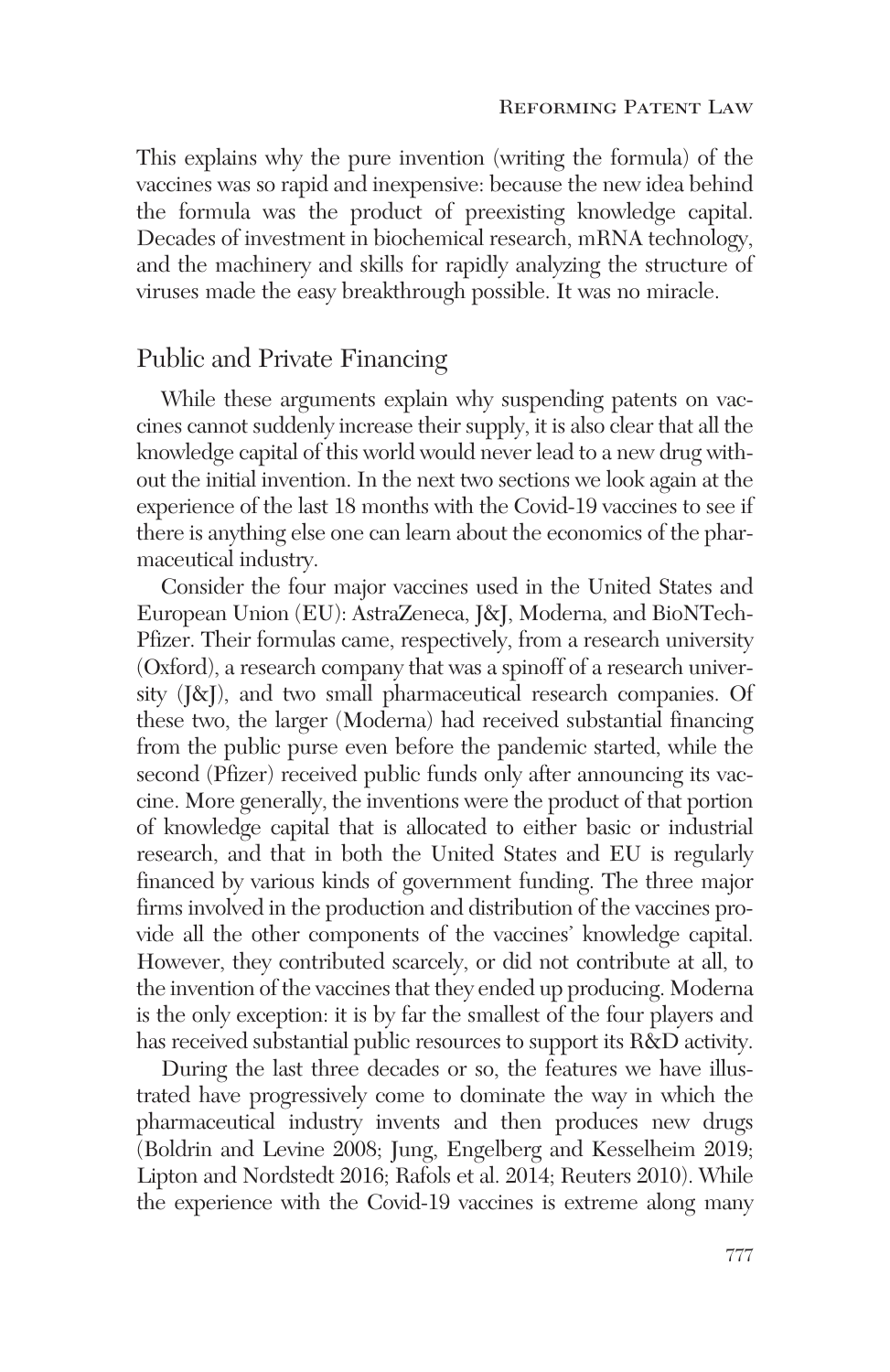This explains why the pure invention (writing the formula) of the vaccines was so rapid and inexpensive: because the new idea behind the formula was the product of preexisting knowledge capital. Decades of investment in biochemical research, mRNA technology, and the machinery and skills for rapidly analyzing the structure of viruses made the easy breakthrough possible. It was no miracle.

## Public and Private Financing

While these arguments explain why suspending patents on vaccines cannot suddenly increase their supply, it is also clear that all the knowledge capital of this world would never lead to a new drug without the initial invention. In the next two sections we look again at the experience of the last 18 months with the Covid-19 vaccines to see if there is anything else one can learn about the economics of the pharmaceutical industry.

Consider the four major vaccines used in the United States and European Union (EU): AstraZeneca, J&J, Moderna, and BioNTech-Pfizer. Their formulas came, respectively, from a research university (Oxford), a research company that was a spinoff of a research university (J&J), and two small pharmaceutical research companies. Of these two, the larger (Moderna) had received substantial financing from the public purse even before the pandemic started, while the second (Pfizer) received public funds only after announcing its vaccine. More generally, the inventions were the product of that portion of knowledge capital that is allocated to either basic or industrial research, and that in both the United States and EU is regularly financed by various kinds of government funding. The three major firms involved in the production and distribution of the vaccines provide all the other components of the vaccines' knowledge capital. However, they contributed scarcely, or did not contribute at all, to the invention of the vaccines that they ended up producing. Moderna is the only exception: it is by far the smallest of the four players and has received substantial public resources to support its R&D activity.

During the last three decades or so, the features we have illustrated have progressively come to dominate the way in which the pharmaceutical industry invents and then produces new drugs (Boldrin and Levine 2008; Jung, Engelberg and Kesselheim 2019; Lipton and Nordstedt 2016; Rafols et al. 2014; Reuters 2010). While the experience with the Covid-19 vaccines is extreme along many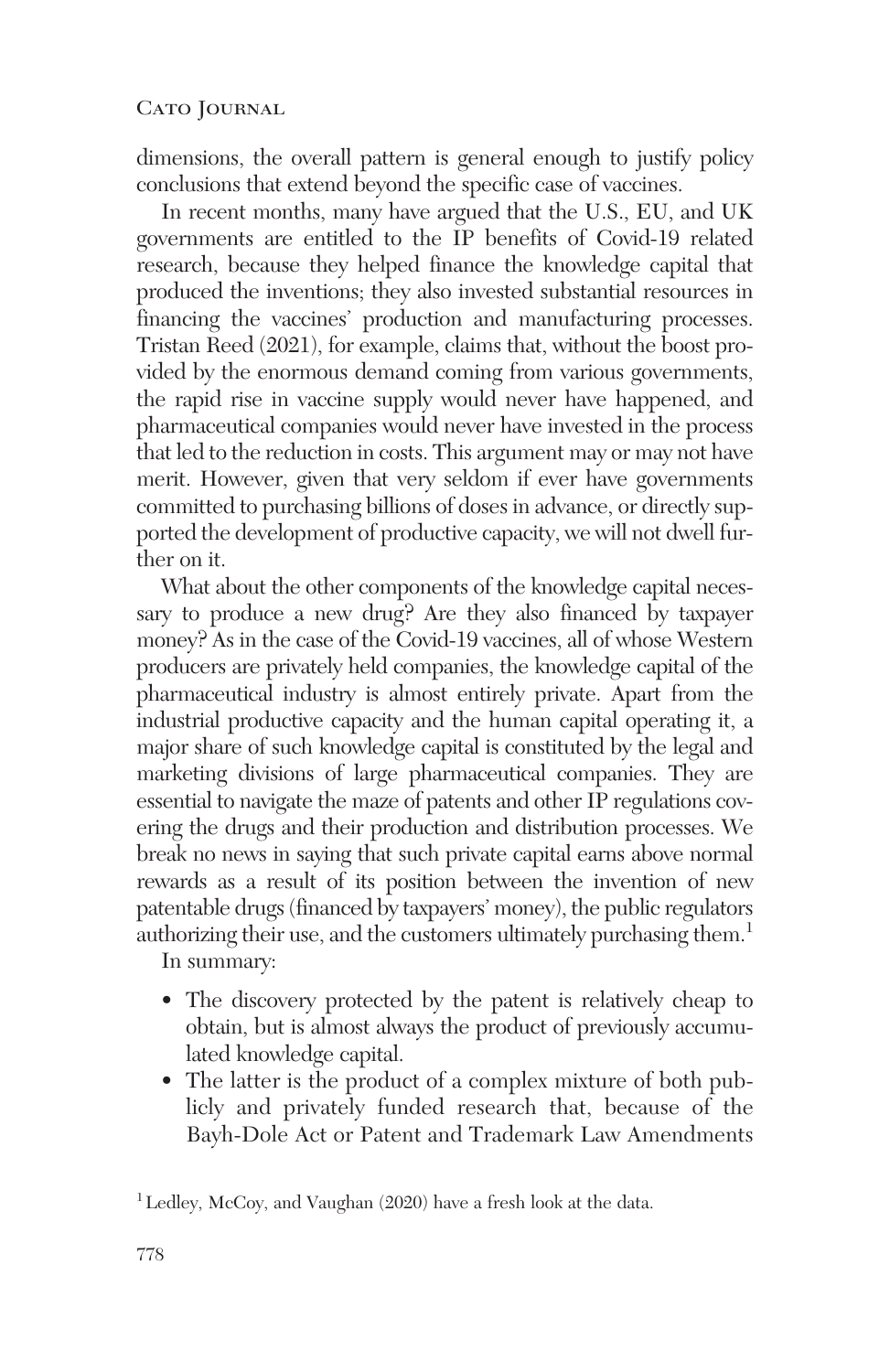dimensions, the overall pattern is general enough to justify policy conclusions that extend beyond the specific case of vaccines.

In recent months, many have argued that the U.S., EU, and UK governments are entitled to the IP benefits of Covid-19 related research, because they helped finance the knowledge capital that produced the inventions; they also invested substantial resources in financing the vaccines' production and manufacturing processes. Tristan Reed (2021), for example, claims that, without the boost provided by the enormous demand coming from various governments, the rapid rise in vaccine supply would never have happened, and pharmaceutical companies would never have invested in the process that led to the reduction in costs. This argument may or may not have merit. However, given that very seldom if ever have governments committed to purchasing billions of doses in advance, or directly supported the development of productive capacity, we will not dwell further on it.

What about the other components of the knowledge capital necessary to produce a new drug? Are they also financed by taxpayer money? As in the case of the Covid-19 vaccines, all of whose Western producers are privately held companies, the knowledge capital of the pharmaceutical industry is almost entirely private. Apart from the industrial productive capacity and the human capital operating it, a major share of such knowledge capital is constituted by the legal and marketing divisions of large pharmaceutical companies. They are essential to navigate the maze of patents and other IP regulations covering the drugs and their production and distribution processes. We break no news in saying that such private capital earns above normal rewards as a result of its position between the invention of new patentable drugs (financed by taxpayers' money), the public regulators authorizing their use, and the customers ultimately purchasing them.[1]

In summary:

- The discovery protected by the patent is relatively cheap to obtain, but is almost always the product of previously accumulated knowledge capital.
- The latter is the product of a complex mixture of both publicly and privately funded research that, because of the Bayh-Dole Act or Patent and Trademark Law Amendments

[1] Ledley, McCoy, and Vaughan (2020) have a fresh look at the data.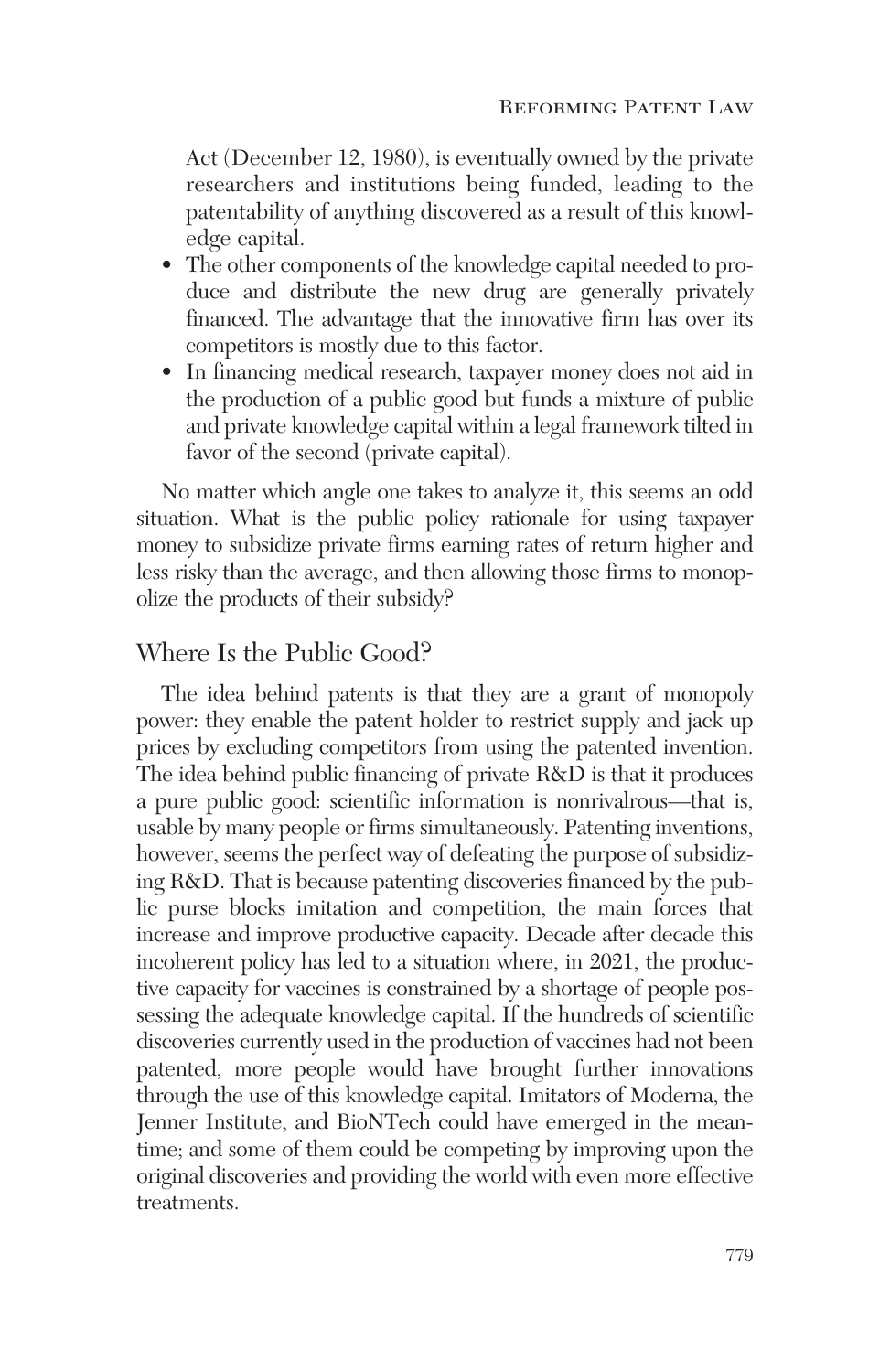Act (December 12, 1980), is eventually owned by the private researchers and institutions being funded, leading to the patentability of anything discovered as a result of this knowledge capital.

- The other components of the knowledge capital needed to produce and distribute the new drug are generally privately financed. The advantage that the innovative firm has over its competitors is mostly due to this factor.
- In financing medical research, taxpayer money does not aid in the production of a public good but funds a mixture of public and private knowledge capital within a legal framework tilted in favor of the second (private capital).

No matter which angle one takes to analyze it, this seems an odd situation. What is the public policy rationale for using taxpayer money to subsidize private firms earning rates of return higher and less risky than the average, and then allowing those firms to monopolize the products of their subsidy?

## Where Is the Public Good?

The idea behind patents is that they are a grant of monopoly power: they enable the patent holder to restrict supply and jack up prices by excluding competitors from using the patented invention. The idea behind public financing of private R&D is that it produces a pure public good: scientific information is nonrivalrous—that is, usable by many people or firms simultaneously. Patenting inventions, however, seems the perfect way of defeating the purpose of subsidizing R&D. That is because patenting discoveries financed by the public purse blocks imitation and competition, the main forces that increase and improve productive capacity. Decade after decade this incoherent policy has led to a situation where, in 2021, the productive capacity for vaccines is constrained by a shortage of people possessing the adequate knowledge capital. If the hundreds of scientific discoveries currently used in the production of vaccines had not been patented, more people would have brought further innovations through the use of this knowledge capital. Imitators of Moderna, the Jenner Institute, and BioNTech could have emerged in the meantime; and some of them could be competing by improving upon the original discoveries and providing the world with even more effective treatments.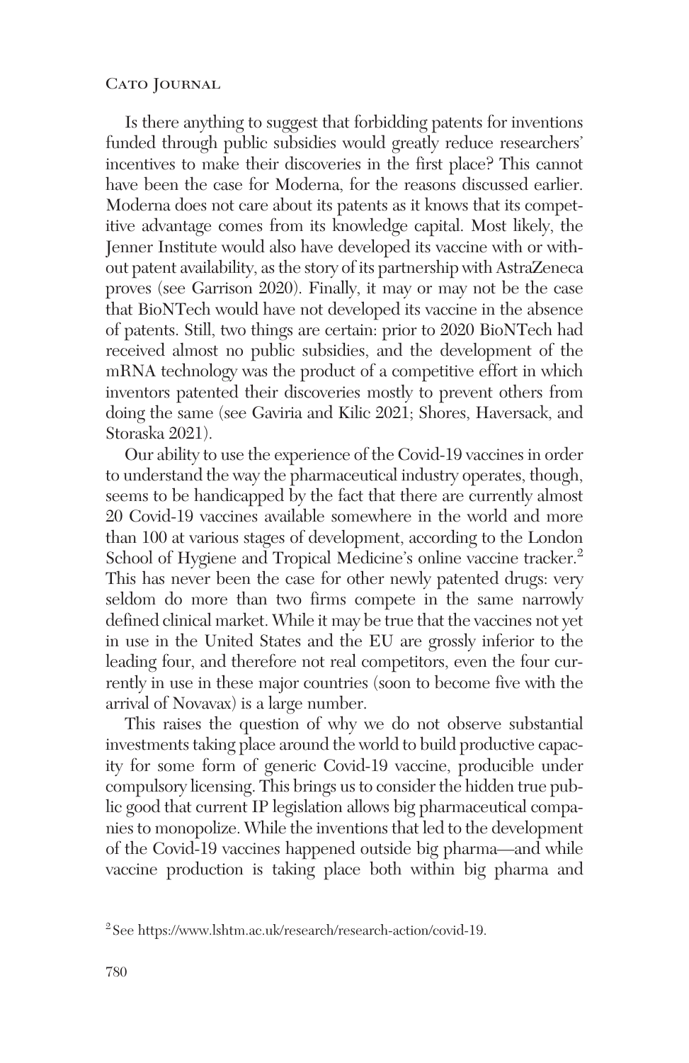Is there anything to suggest that forbidding patents for inventions funded through public subsidies would greatly reduce researchers' incentives to make their discoveries in the first place? This cannot have been the case for Moderna, for the reasons discussed earlier. Moderna does not care about its patents as it knows that its competitive advantage comes from its knowledge capital. Most likely, the Jenner Institute would also have developed its vaccine with or without patent availability, as the story of its partnership with AstraZeneca proves (see Garrison 2020). Finally, it may or may not be the case that BioNTech would have not developed its vaccine in the absence of patents. Still, two things are certain: prior to 2020 BioNTech had received almost no public subsidies, and the development of the mRNA technology was the product of a competitive effort in which inventors patented their discoveries mostly to prevent others from doing the same (see Gaviria and Kilic 2021; Shores, Haversack, and Storaska 2021).

Our ability to use the experience of the Covid-19 vaccines in order to understand the way the pharmaceutical industry operates, though, seems to be handicapped by the fact that there are currently almost 20 Covid-19 vaccines available somewhere in the world and more than 100 at various stages of development, according to the London School of Hygiene and Tropical Medicine's online vaccine tracker.[2] This has never been the case for other newly patented drugs: very seldom do more than two firms compete in the same narrowly defined clinical market. While it may be true that the vaccines not yet in use in the United States and the EU are grossly inferior to the leading four, and therefore not real competitors, even the four currently in use in these major countries (soon to become five with the arrival of Novavax) is a large number.

This raises the question of why we do not observe substantial investments taking place around the world to build productive capacity for some form of generic Covid-19 vaccine, producible under compulsory licensing. This brings us to consider the hidden true public good that current IP legislation allows big pharmaceutical companies to monopolize. While the inventions that led to the development of the Covid-19 vaccines happened outside big pharma—and while vaccine production is taking place both within big pharma and

[2] See https://www.lshtm.ac.uk/research/research-action/covid-19.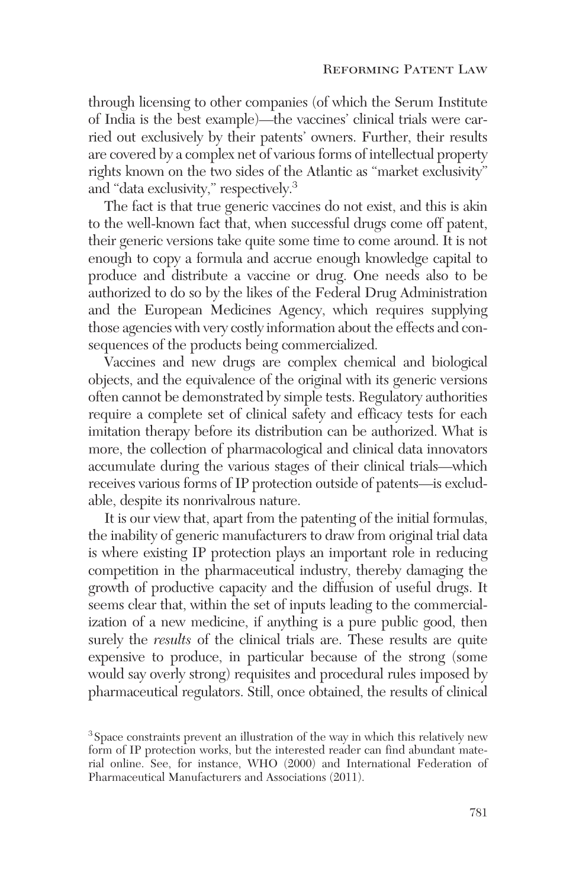through licensing to other companies (of which the Serum Institute of India is the best example)—the vaccines' clinical trials were carried out exclusively by their patents' owners. Further, their results are covered by a complex net of various forms of intellectual property rights known on the two sides of the Atlantic as "market exclusivity" and "data exclusivity," respectively.[3]

The fact is that true generic vaccines do not exist, and this is akin to the well-known fact that, when successful drugs come off patent, their generic versions take quite some time to come around. It is not enough to copy a formula and accrue enough knowledge capital to produce and distribute a vaccine or drug. One needs also to be authorized to do so by the likes of the Federal Drug Administration and the European Medicines Agency, which requires supplying those agencies with very costly information about the effects and consequences of the products being commercialized.

Vaccines and new drugs are complex chemical and biological objects, and the equivalence of the original with its generic versions often cannot be demonstrated by simple tests. Regulatory authorities require a complete set of clinical safety and efficacy tests for each imitation therapy before its distribution can be authorized. What is more, the collection of pharmacological and clinical data innovators accumulate during the various stages of their clinical trials—which receives various forms of IP protection outside of patents—is excludable, despite its nonrivalrous nature.

It is our view that, apart from the patenting of the initial formulas, the inability of generic manufacturers to draw from original trial data is where existing IP protection plays an important role in reducing competition in the pharmaceutical industry, thereby damaging the growth of productive capacity and the diffusion of useful drugs. It seems clear that, within the set of inputs leading to the commercialization of a new medicine, if anything is a pure public good, then surely the *results* of the clinical trials are. These results are quite expensive to produce, in particular because of the strong (some would say overly strong) requisites and procedural rules imposed by pharmaceutical regulators. Still, once obtained, the results of clinical

[3] Space constraints prevent an illustration of the way in which this relatively new form of IP protection works, but the interested reader can find abundant material online. See, for instance, WHO (2000) and International Federation of Pharmaceutical Manufacturers and Associations (2011).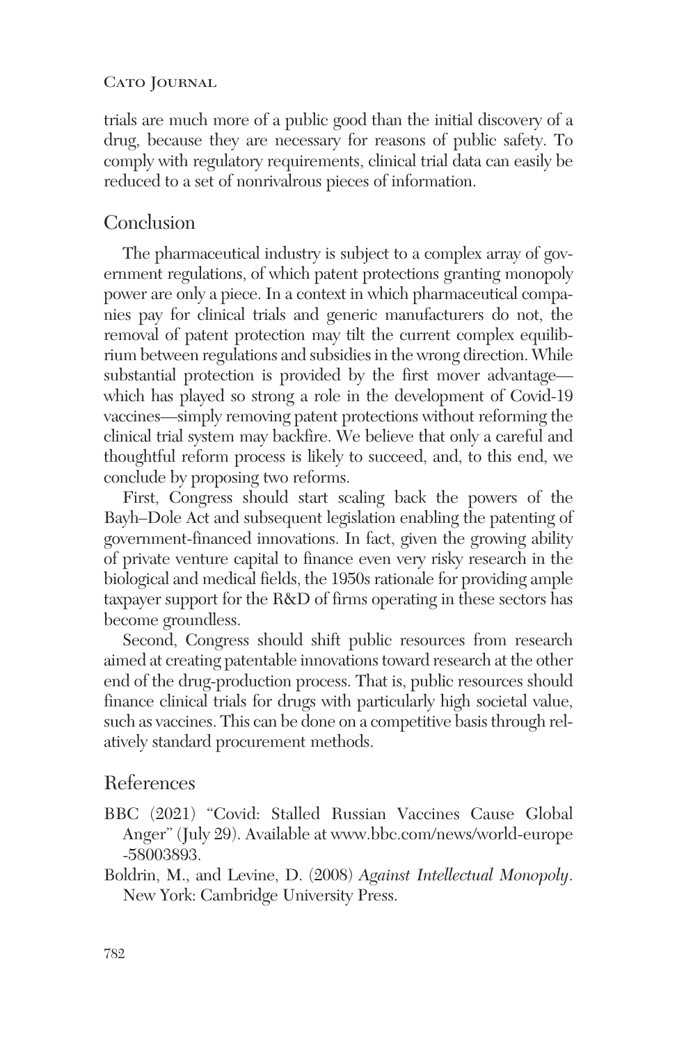trials are much more of a public good than the initial discovery of a drug, because they are necessary for reasons of public safety. To comply with regulatory requirements, clinical trial data can easily be reduced to a set of nonrivalrous pieces of information.

## Conclusion

The pharmaceutical industry is subject to a complex array of government regulations, of which patent protections granting monopoly power are only a piece. In a context in which pharmaceutical companies pay for clinical trials and generic manufacturers do not, the removal of patent protection may tilt the current complex equilibrium between regulations and subsidies in the wrong direction. While substantial protection is provided by the first mover advantage—which has played so strong a role in the development of Covid-19 vaccines—simply removing patent protections without reforming the clinical trial system may backfire. We believe that only a careful and thoughtful reform process is likely to succeed, and, to this end, we conclude by proposing two reforms.

First, Congress should start scaling back the powers of the Bayh–Dole Act and subsequent legislation enabling the patenting of government-financed innovations. In fact, given the growing ability of private venture capital to finance even very risky research in the biological and medical fields, the 1950s rationale for providing ample taxpayer support for the R&D of firms operating in these sectors has become groundless.

Second, Congress should shift public resources from research aimed at creating patentable innovations toward research at the other end of the drug-production process. That is, public resources should finance clinical trials for drugs with particularly high societal value, such as vaccines. This can be done on a competitive basis through relatively standard procurement methods.

## References

BBC (2021) "Covid: Stalled Russian Vaccines Cause Global Anger" (July 29). Available at www.bbc.com/news/world-europe-58003893.

Boldrin, M., and Levine, D. (2008) *Against Intellectual Monopoly*. New York: Cambridge University Press.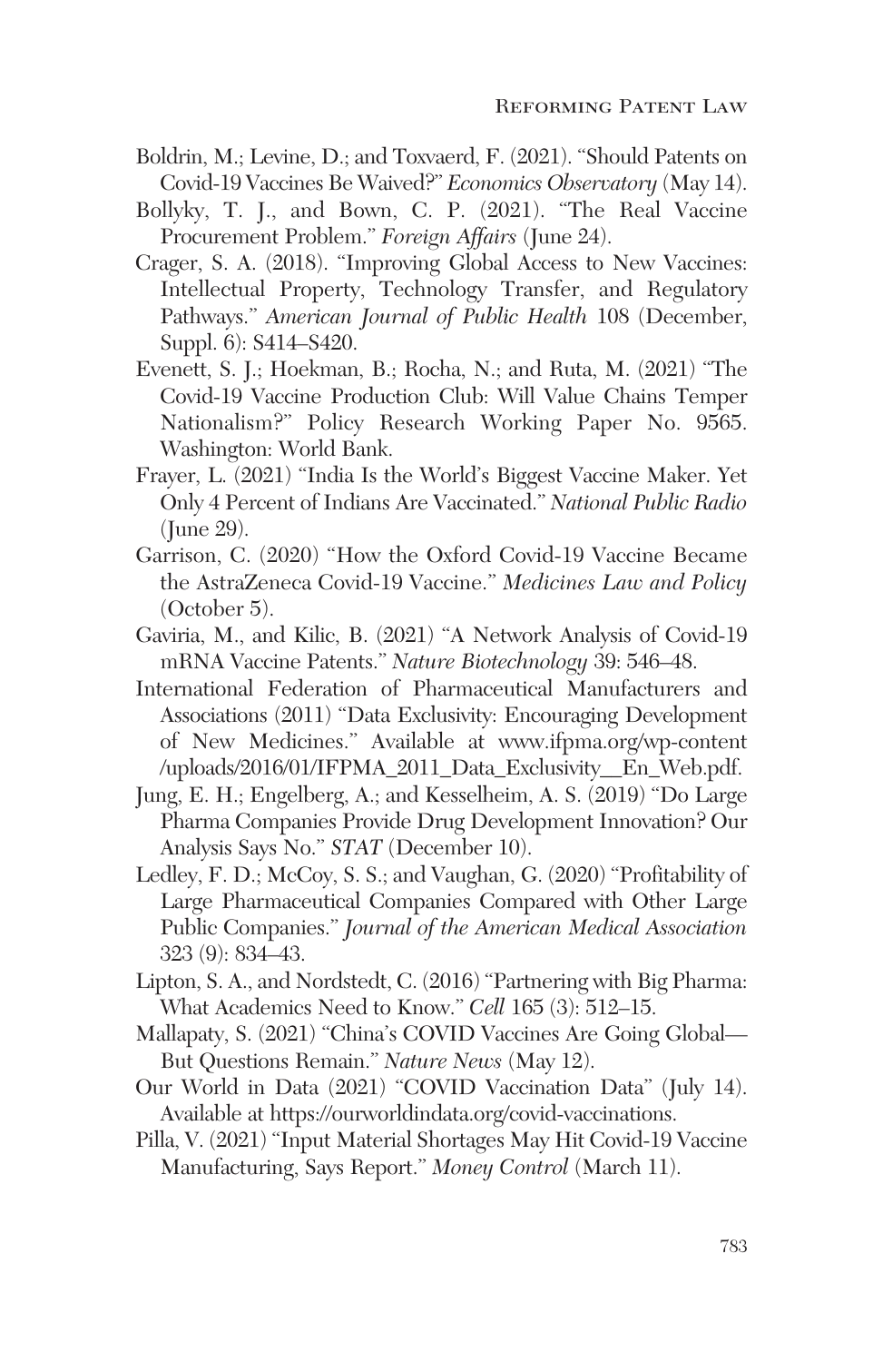Boldrin, M.; Levine, D.; and Toxvaerd, F. (2021). "Should Patents on Covid-19 Vaccines Be Waived?" *Economics Observatory* (May 14).

Bollyky, T. J., and Bown, C. P. (2021). "The Real Vaccine Procurement Problem." *Foreign Affairs* (June 24).

Crager, S. A. (2018). "Improving Global Access to New Vaccines: Intellectual Property, Technology Transfer, and Regulatory Pathways." *American Journal of Public Health* 108 (December, Suppl. 6): S414–S420.

Evenett, S. J.; Hoekman, B.; Rocha, N.; and Ruta, M. (2021) "The Covid-19 Vaccine Production Club: Will Value Chains Temper Nationalism?" Policy Research Working Paper No. 9565. Washington: World Bank.

Frayer, L. (2021) "India Is the World's Biggest Vaccine Maker. Yet Only 4 Percent of Indians Are Vaccinated." *National Public Radio* (June 29).

Garrison, C. (2020) "How the Oxford Covid-19 Vaccine Became the AstraZeneca Covid-19 Vaccine." *Medicines Law and Policy* (October 5).

Gaviria, M., and Kilic, B. (2021) "A Network Analysis of Covid-19 mRNA Vaccine Patents." *Nature Biotechnology* 39: 546–48.

International Federation of Pharmaceutical Manufacturers and Associations (2011) "Data Exclusivity: Encouraging Development of New Medicines." Available at www.ifpma.org/wp-content/uploads/2016/01/IFPMA_2011_Data_Exclusivity__En_Web.pdf.

Jung, E. H.; Engelberg, A.; and Kesselheim, A. S. (2019) "Do Large Pharma Companies Provide Drug Development Innovation? Our Analysis Says No." *STAT* (December 10).

Ledley, F. D.; McCoy, S. S.; and Vaughan, G. (2020) "Profitability of Large Pharmaceutical Companies Compared with Other Large Public Companies." *Journal of the American Medical Association* 323 (9): 834–43.

Lipton, S. A., and Nordstedt, C. (2016) "Partnering with Big Pharma: What Academics Need to Know." *Cell* 165 (3): 512–15.

Mallapaty, S. (2021) "China's COVID Vaccines Are Going Global—But Questions Remain." *Nature News* (May 12).

Our World in Data (2021) "COVID Vaccination Data" (July 14). Available at https://ourworldindata.org/covid-vaccinations.

Pilla, V. (2021) "Input Material Shortages May Hit Covid-19 Vaccine Manufacturing, Says Report." *Money Control* (March 11).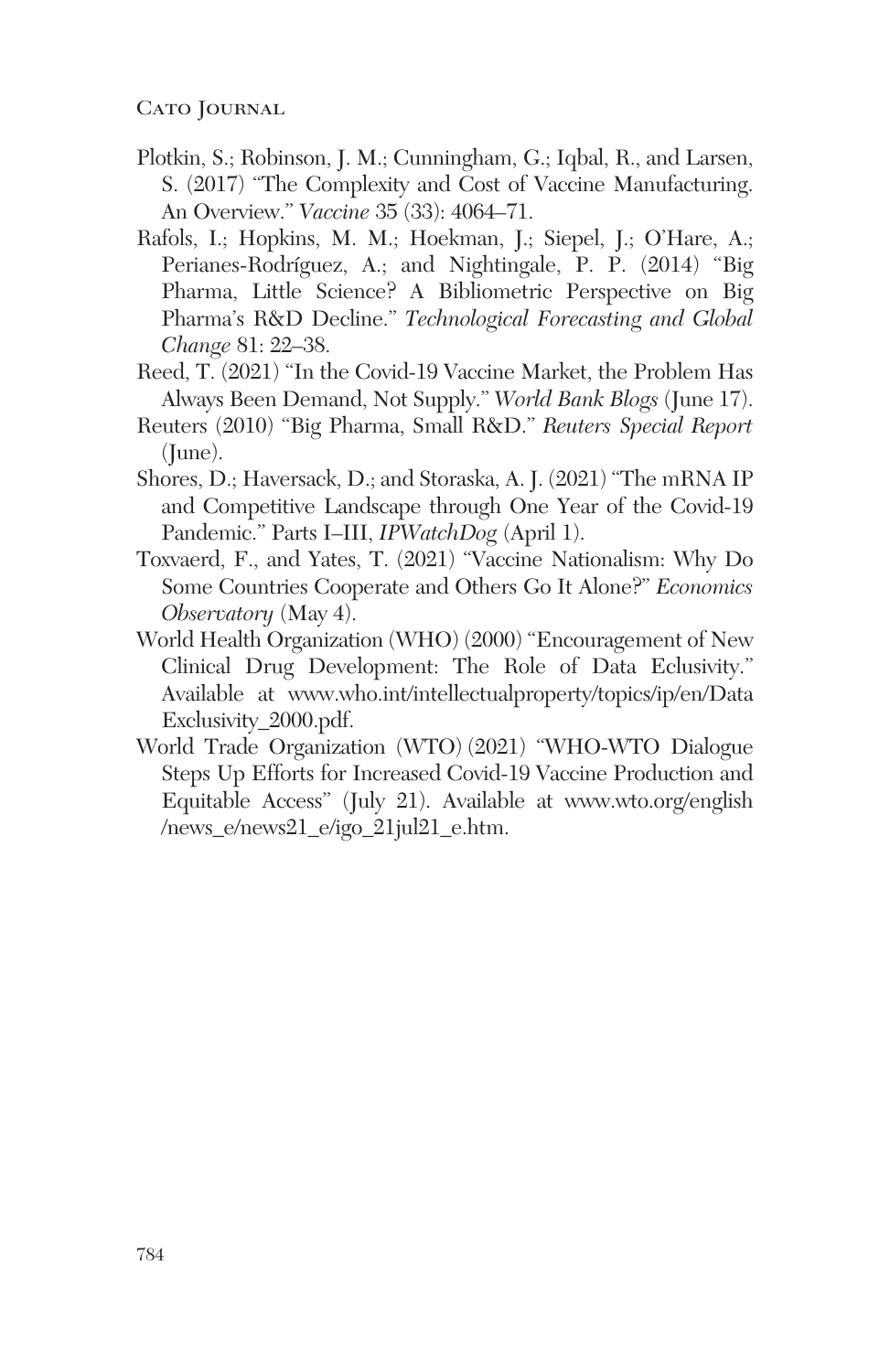Plotkin, S.; Robinson, J. M.; Cunningham, G.; Iqbal, R., and Larsen, S. (2017) "The Complexity and Cost of Vaccine Manufacturing. An Overview." *Vaccine* 35 (33): 4064–71.

Rafols, I.; Hopkins, M. M.; Hoekman, J.; Siepel, J.; O'Hare, A.; Perianes-Rodríguez, A.; and Nightingale, P. P. (2014) "Big Pharma, Little Science? A Bibliometric Perspective on Big Pharma's R&D Decline." *Technological Forecasting and Global Change* 81: 22–38.

Reed, T. (2021) "In the Covid-19 Vaccine Market, the Problem Has Always Been Demand, Not Supply." *World Bank Blogs* (June 17).

Reuters (2010) "Big Pharma, Small R&D." *Reuters Special Report* (June).

Shores, D.; Haversack, D.; and Storaska, A. J. (2021) "The mRNA IP and Competitive Landscape through One Year of the Covid-19 Pandemic." Parts I–III, *IPWatchDog* (April 1).

Toxvaerd, F., and Yates, T. (2021) "Vaccine Nationalism: Why Do Some Countries Cooperate and Others Go It Alone?" *Economics Observatory* (May 4).

World Health Organization (WHO) (2000) "Encouragement of New Clinical Drug Development: The Role of Data Eclusivity." Available at www.who.int/intellectualproperty/topics/ip/en/DataExclusivity_2000.pdf.

World Trade Organization (WTO) (2021) "WHO-WTO Dialogue Steps Up Efforts for Increased Covid-19 Vaccine Production and Equitable Access" (July 21). Available at www.wto.org/english/news_e/news21_e/igo_21jul21_e.htm.